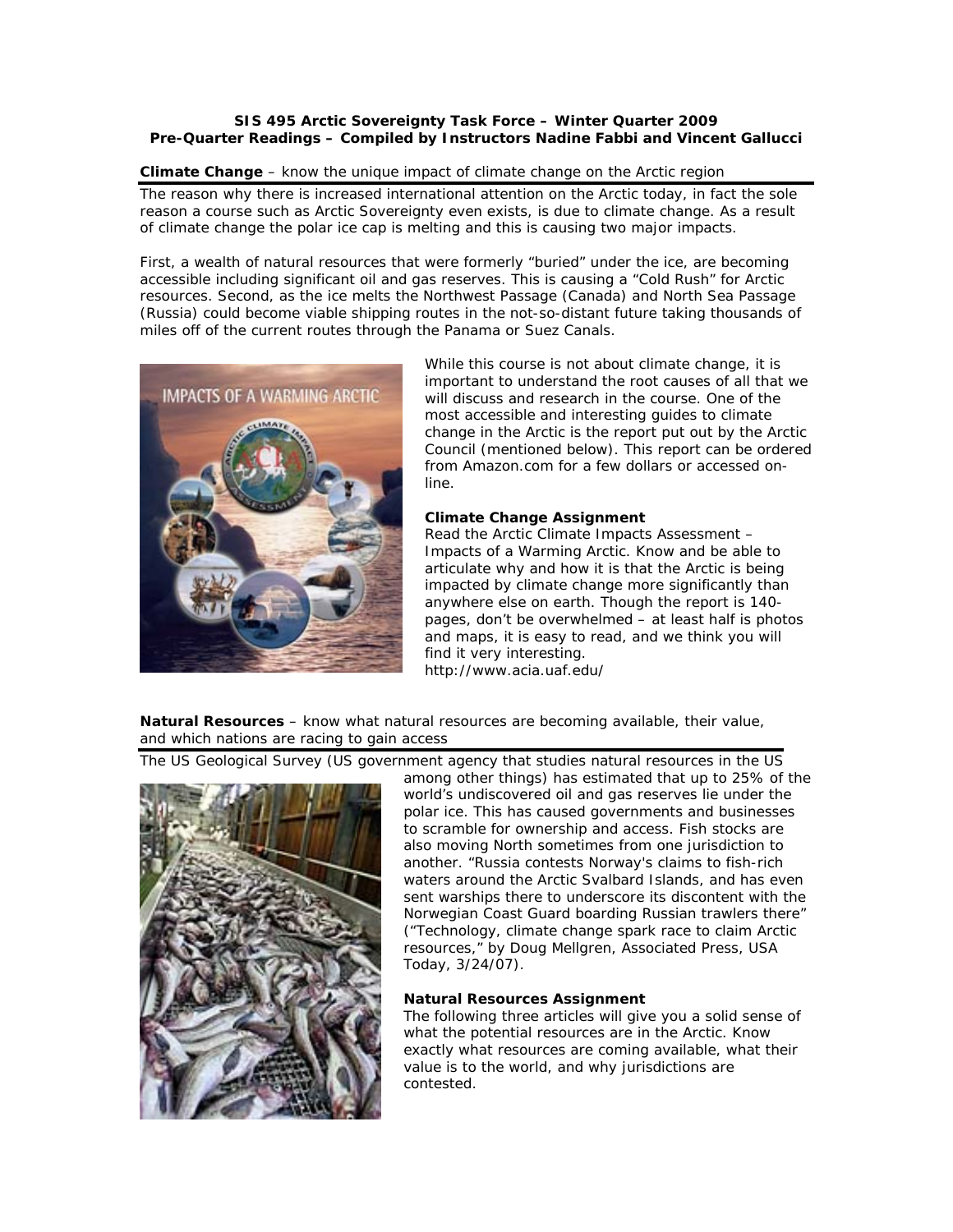**SIS 495 Arctic Sovereignty Task Force – Winter Quarter 2009**
**Pre-Quarter Readings – Compiled by Instructors Nadine Fabbi and Vincent Gallucci**

## Climate Change – know the unique impact of climate change on the Arctic region

The reason why there is increased international attention on the Arctic today, in fact the sole reason a course such as Arctic Sovereignty even exists, is due to climate change. As a result of climate change the polar ice cap is melting and this is causing two major impacts.

First, a wealth of natural resources that were formerly "buried" under the ice, are becoming accessible including significant oil and gas reserves. This is causing a "Cold Rush" for Arctic resources. Second, as the ice melts the Northwest Passage (Canada) and North Sea Passage (Russia) could become viable shipping routes in the not-so-distant future taking thousands of miles off of the current routes through the Panama or Suez Canals.

While this course is not about climate change, it is important to understand the root causes of all that we will discuss and research in the course. One of the most accessible and interesting guides to climate change in the Arctic is the report put out by the Arctic Council (mentioned below). This report can be ordered from Amazon.com for a few dollars or accessed on-line.

### Climate Change Assignment

Read the Arctic Climate Impacts Assessment – Impacts of a Warming Arctic. Know and be able to articulate why and how it is that the Arctic is being impacted by climate change more significantly than anywhere else on earth. Though the report is 140-pages, don't be overwhelmed – at least half is photos and maps, it is easy to read, and we think you will find it very interesting.
http://www.acia.uaf.edu/

## Natural Resources – know what natural resources are becoming available, their value, and which nations are racing to gain access

The US Geological Survey (US government agency that studies natural resources in the US among other things) has estimated that up to 25% of the world's undiscovered oil and gas reserves lie under the polar ice. This has caused governments and businesses to scramble for ownership and access. Fish stocks are also moving North sometimes from one jurisdiction to another. "Russia contests Norway's claims to fish-rich waters around the Arctic Svalbard Islands, and has even sent warships there to underscore its discontent with the Norwegian Coast Guard boarding Russian trawlers there" ("Technology, climate change spark race to claim Arctic resources," by Doug Mellgren, Associated Press, USA Today, 3/24/07).

### Natural Resources Assignment

The following three articles will give you a solid sense of what the potential resources are in the Arctic. Know exactly what resources are coming available, what their value is to the world, and why jurisdictions are contested.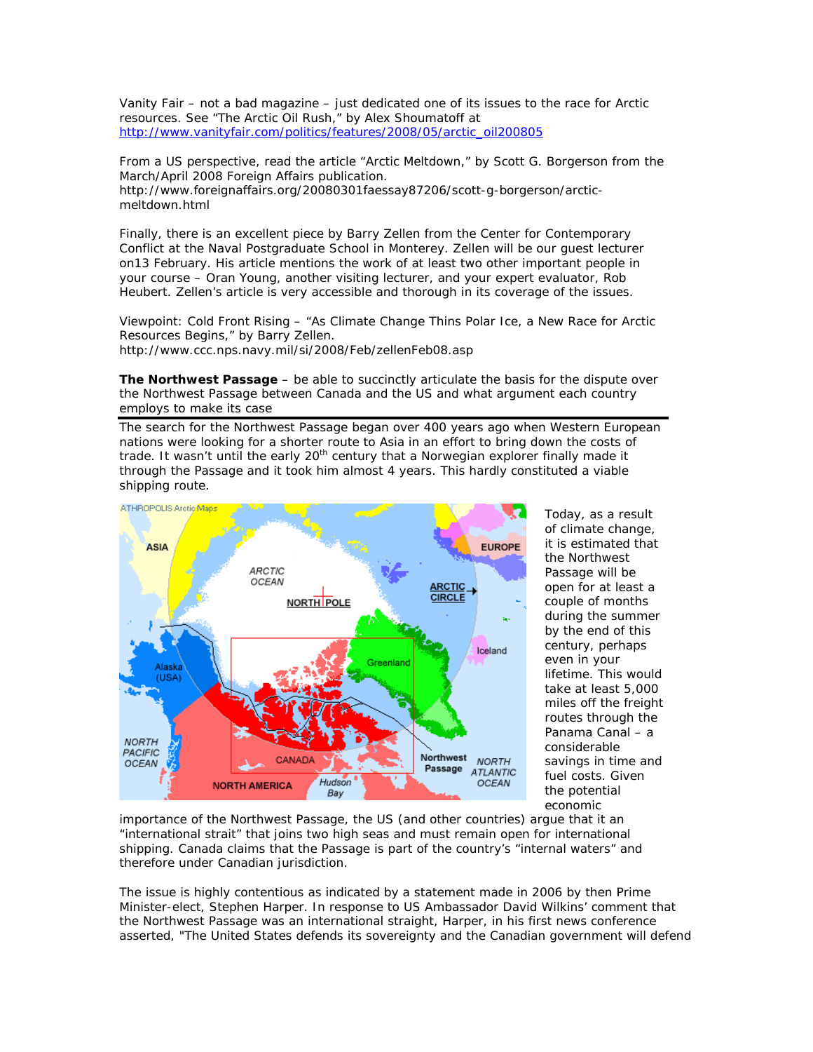Vanity Fair – not a bad magazine – just dedicated one of its issues to the race for Arctic resources. See "The Arctic Oil Rush," by Alex Shoumatoff at
http://www.vanityfair.com/politics/features/2008/05/arctic_oil200805

From a US perspective, read the article "Arctic Meltdown," by Scott G. Borgerson from the March/April 2008 Foreign Affairs publication.
http://www.foreignaffairs.org/20080301faessay87206/scott-g-borgerson/arctic-meltdown.html

Finally, there is an excellent piece by Barry Zellen from the Center for Contemporary Conflict at the Naval Postgraduate School in Monterey. Zellen will be our guest lecturer on13 February. His article mentions the work of at least two other important people in your course – Oran Young, another visiting lecturer, and your expert evaluator, Rob Heubert. Zellen's article is very accessible and thorough in its coverage of the issues.

Viewpoint: Cold Front Rising – "As Climate Change Thins Polar Ice, a New Race for Arctic Resources Begins," by Barry Zellen.
http://www.ccc.nps.navy.mil/si/2008/Feb/zellenFeb08.asp

**The Northwest Passage** – be able to succinctly articulate the basis for the dispute over the Northwest Passage between Canada and the US and what argument each country employs to make its case

---

The search for the Northwest Passage began over 400 years ago when Western European nations were looking for a shorter route to Asia in an effort to bring down the costs of trade. It wasn't until the early 20th century that a Norwegian explorer finally made it through the Passage and it took him almost 4 years. This hardly constituted a viable shipping route.

Today, as a result of climate change, it is estimated that the Northwest Passage will be open for at least a couple of months during the summer by the end of this century, perhaps even in your lifetime. This would take at least 5,000 miles off the freight routes through the Panama Canal – a considerable savings in time and fuel costs. Given the potential economic importance of the Northwest Passage, the US (and other countries) argue that it an "international strait" that joins two high seas and must remain open for international shipping. Canada claims that the Passage is part of the country's "internal waters" and therefore under Canadian jurisdiction.

The issue is highly contentious as indicated by a statement made in 2006 by then Prime Minister-elect, Stephen Harper. In response to US Ambassador David Wilkins' comment that the Northwest Passage was an international straight, Harper, in his first news conference asserted, "The United States defends its sovereignty and the Canadian government will defend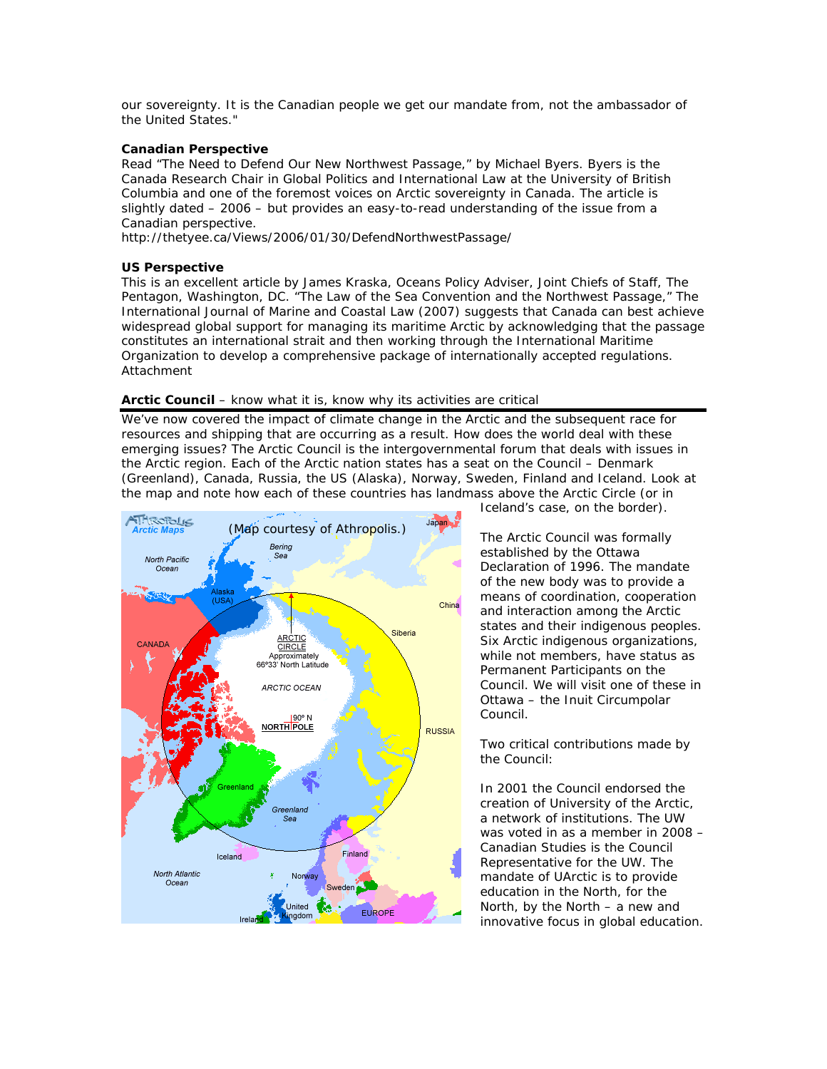our sovereignty. It is the Canadian people we get our mandate from, not the ambassador of the United States."

**Canadian Perspective**
Read "The Need to Defend Our New Northwest Passage," by Michael Byers. Byers is the Canada Research Chair in Global Politics and International Law at the University of British Columbia and one of the foremost voices on Arctic sovereignty in Canada. The article is slightly dated – 2006 – but provides an easy-to-read understanding of the issue from a Canadian perspective.
http://thetyee.ca/Views/2006/01/30/DefendNorthwestPassage/

**US Perspective**
This is an excellent article by James Kraska, Oceans Policy Adviser, Joint Chiefs of Staff, The Pentagon, Washington, DC. "The Law of the Sea Convention and the Northwest Passage," The International Journal of Marine and Coastal Law (2007) suggests that Canada can best achieve widespread global support for managing its maritime Arctic by acknowledging that the passage constitutes an international strait and then working through the International Maritime Organization to develop a comprehensive package of internationally accepted regulations. Attachment

**Arctic Council** – know what it is, know why its activities are critical

We've now covered the impact of climate change in the Arctic and the subsequent race for resources and shipping that are occurring as a result. How does the world deal with these emerging issues? The Arctic Council is the intergovernmental forum that deals with issues in the Arctic region. Each of the Arctic nation states has a seat on the Council – Denmark (Greenland), Canada, Russia, the US (Alaska), Norway, Sweden, Finland and Iceland. Look at the map and note how each of these countries has landmass above the Arctic Circle (or in Iceland's case, on the border).

The Arctic Council was formally established by the Ottawa Declaration of 1996. The mandate of the new body was to provide a means of coordination, cooperation and interaction among the Arctic states and their indigenous peoples. Six Arctic indigenous organizations, while not members, have status as Permanent Participants on the Council. We will visit one of these in Ottawa – the Inuit Circumpolar Council.

Two critical contributions made by the Council:

In 2001 the Council endorsed the creation of University of the Arctic, a network of institutions. The UW was voted in as a member in 2008 – Canadian Studies is the Council Representative for the UW. The mandate of UArctic is to provide education in the North, for the North, by the North – a new and innovative focus in global education.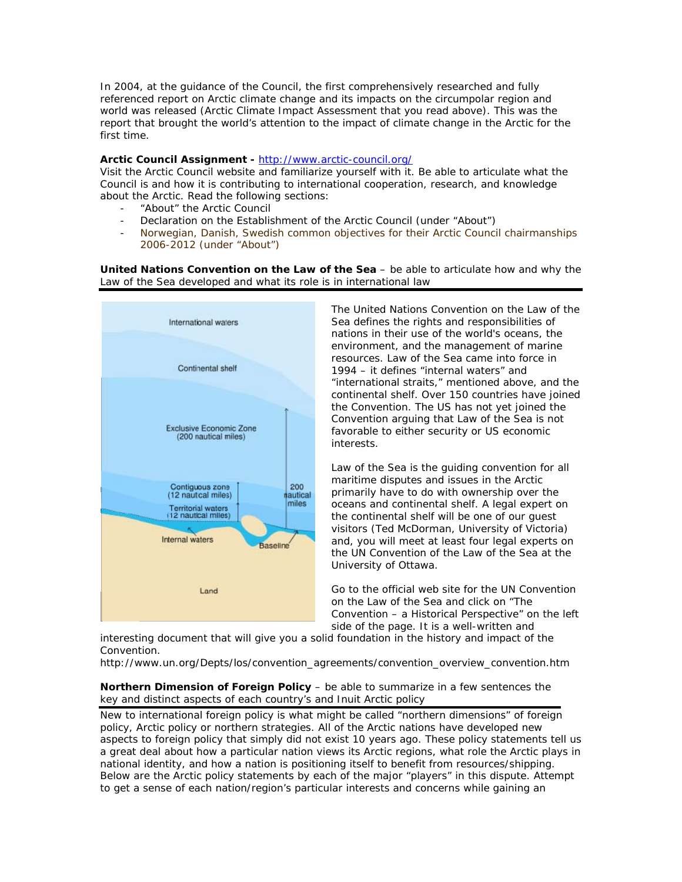In 2004, at the guidance of the Council, the first comprehensively researched and fully referenced report on Arctic climate change and its impacts on the circumpolar region and world was released (Arctic Climate Impact Assessment that you read above). This was the report that brought the world's attention to the impact of climate change in the Arctic for the first time.

**Arctic Council Assignment -** [http://www.arctic-council.org/](http://www.arctic-council.org/)
Visit the Arctic Council website and familiarize yourself with it. Be able to articulate what the Council is and how it is contributing to international cooperation, research, and knowledge about the Arctic. Read the following sections:

- "About" the Arctic Council
- Declaration on the Establishment of the Arctic Council (under "About")
- Norwegian, Danish, Swedish common objectives for their Arctic Council chairmanships 2006-2012 (under "About")

**United Nations Convention on the Law of the Sea** – be able to articulate how and why the Law of the Sea developed and what its role is in international law

International waters

Continental shelf

Exclusive Economic Zone (200 nautical miles)

Contiguous zone (12 nautical miles)

Territorial waters (12 nautical miles)

200 nautical miles

Internal waters

Baseline

Land

The United Nations Convention on the Law of the Sea defines the rights and responsibilities of nations in their use of the world's oceans, the environment, and the management of marine resources. Law of the Sea came into force in 1994 – it defines "internal waters" and "international straits," mentioned above, and the continental shelf. Over 150 countries have joined the Convention. The US has not yet joined the Convention arguing that Law of the Sea is not favorable to either security or US economic interests.

Law of the Sea is the guiding convention for all maritime disputes and issues in the Arctic primarily have to do with ownership over the oceans and continental shelf. A legal expert on the continental shelf will be one of our guest visitors (Ted McDorman, University of Victoria) and, you will meet at least four legal experts on the UN Convention of the Law of the Sea at the University of Ottawa.

Go to the official web site for the UN Convention on the Law of the Sea and click on "The Convention – a Historical Perspective" on the left side of the page. It is a well-written and interesting document that will give you a solid foundation in the history and impact of the Convention.
http://www.un.org/Depts/los/convention_agreements/convention_overview_convention.htm

**Northern Dimension of Foreign Policy** – be able to summarize in a few sentences the key and distinct aspects of each country's and Inuit Arctic policy

New to international foreign policy is what might be called "northern dimensions" of foreign policy, Arctic policy or northern strategies. All of the Arctic nations have developed new aspects to foreign policy that simply did not exist 10 years ago. These policy statements tell us a great deal about how a particular nation views its Arctic regions, what role the Arctic plays in national identity, and how a nation is positioning itself to benefit from resources/shipping. Below are the Arctic policy statements by each of the major "players" in this dispute. Attempt to get a sense of each nation/region's particular interests and concerns while gaining an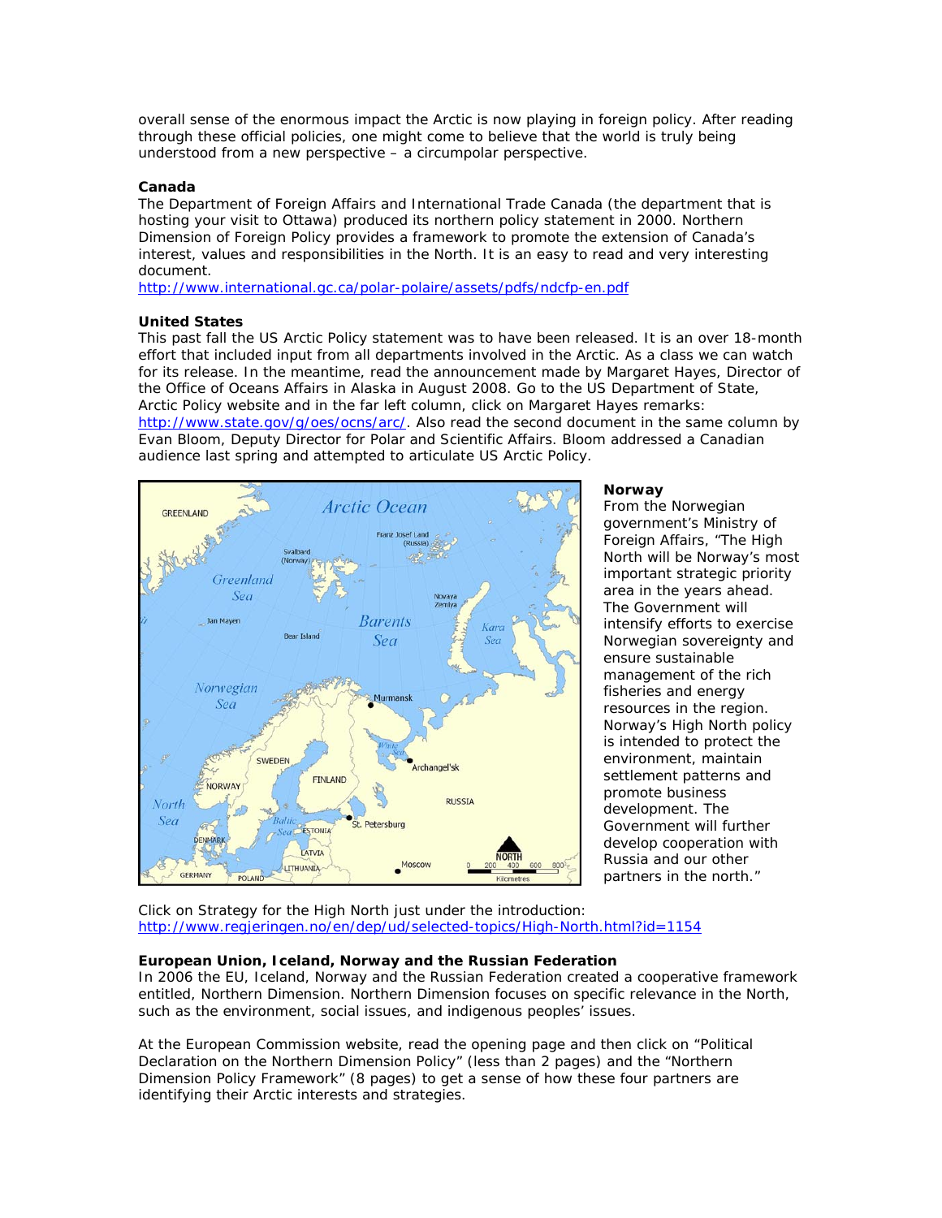overall sense of the enormous impact the Arctic is now playing in foreign policy. After reading through these official policies, one might come to believe that the world is truly being understood from a new perspective – a circumpolar perspective.

**Canada**

The Department of Foreign Affairs and International Trade Canada (the department that is hosting your visit to Ottawa) produced its northern policy statement in 2000. Northern Dimension of Foreign Policy provides a framework to promote the extension of Canada's interest, values and responsibilities in the North. It is an easy to read and very interesting document.

http://www.international.gc.ca/polar-polaire/assets/pdfs/ndcfp-en.pdf

**United States**

This past fall the US Arctic Policy statement was to have been released. It is an over 18-month effort that included input from all departments involved in the Arctic. As a class we can watch for its release. In the meantime, read the announcement made by Margaret Hayes, Director of the Office of Oceans Affairs in Alaska in August 2008. Go to the US Department of State, Arctic Policy website and in the far left column, click on Margaret Hayes remarks: http://www.state.gov/g/oes/ocns/arc/. Also read the second document in the same column by Evan Bloom, Deputy Director for Polar and Scientific Affairs. Bloom addressed a Canadian audience last spring and attempted to articulate US Arctic Policy.

**Norway**

From the Norwegian government's Ministry of Foreign Affairs, "The High North will be Norway's most important strategic priority area in the years ahead. The Government will intensify efforts to exercise Norwegian sovereignty and ensure sustainable management of the rich fisheries and energy resources in the region. Norway's High North policy is intended to protect the environment, maintain settlement patterns and promote business development. The Government will further develop cooperation with Russia and our other partners in the north."

Click on Strategy for the High North just under the introduction: http://www.regjeringen.no/en/dep/ud/selected-topics/High-North.html?id=1154

**European Union, Iceland, Norway and the Russian Federation**

In 2006 the EU, Iceland, Norway and the Russian Federation created a cooperative framework entitled, Northern Dimension. Northern Dimension focuses on specific relevance in the North, such as the environment, social issues, and indigenous peoples' issues.

At the European Commission website, read the opening page and then click on "Political Declaration on the Northern Dimension Policy" (less than 2 pages) and the "Northern Dimension Policy Framework" (8 pages) to get a sense of how these four partners are identifying their Arctic interests and strategies.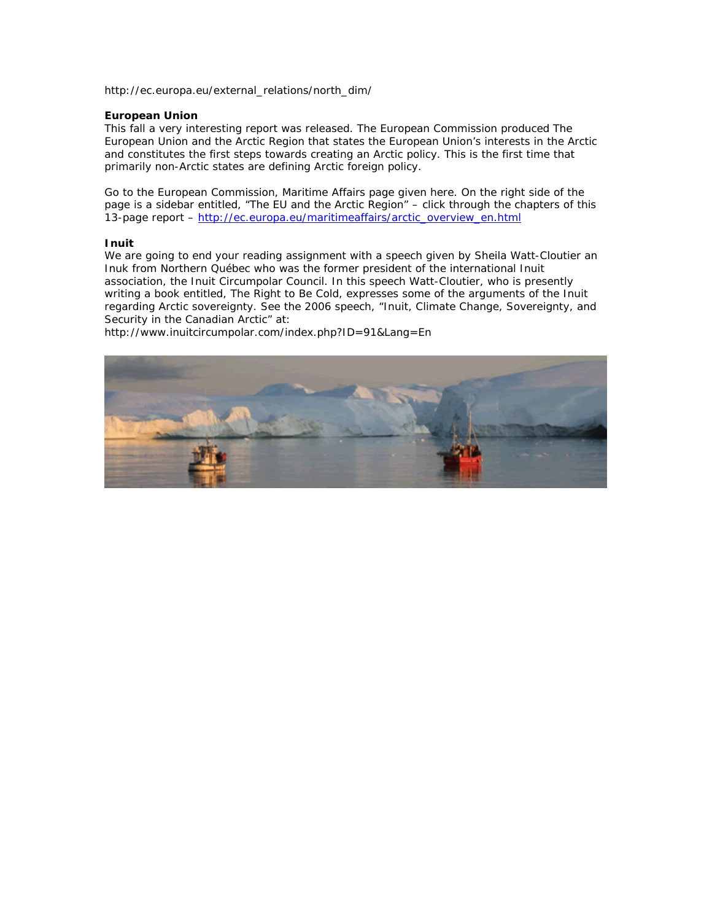http://ec.europa.eu/external_relations/north_dim/

**European Union**

This fall a very interesting report was released. The European Commission produced The European Union and the Arctic Region that states the European Union's interests in the Arctic and constitutes the first steps towards creating an Arctic policy. This is the first time that primarily non-Arctic states are defining Arctic foreign policy.

Go to the European Commission, Maritime Affairs page given here. On the right side of the page is a sidebar entitled, "The EU and the Arctic Region" – click through the chapters of this 13-page report – http://ec.europa.eu/maritimeaffairs/arctic_overview_en.html

**Inuit**

We are going to end your reading assignment with a speech given by Sheila Watt-Cloutier an Inuk from Northern Québec who was the former president of the international Inuit association, the Inuit Circumpolar Council. In this speech Watt-Cloutier, who is presently writing a book entitled, The Right to Be Cold, expresses some of the arguments of the Inuit regarding Arctic sovereignty. See the 2006 speech, "Inuit, Climate Change, Sovereignty, and Security in the Canadian Arctic" at:

http://www.inuitcircumpolar.com/index.php?ID=91&Lang=En